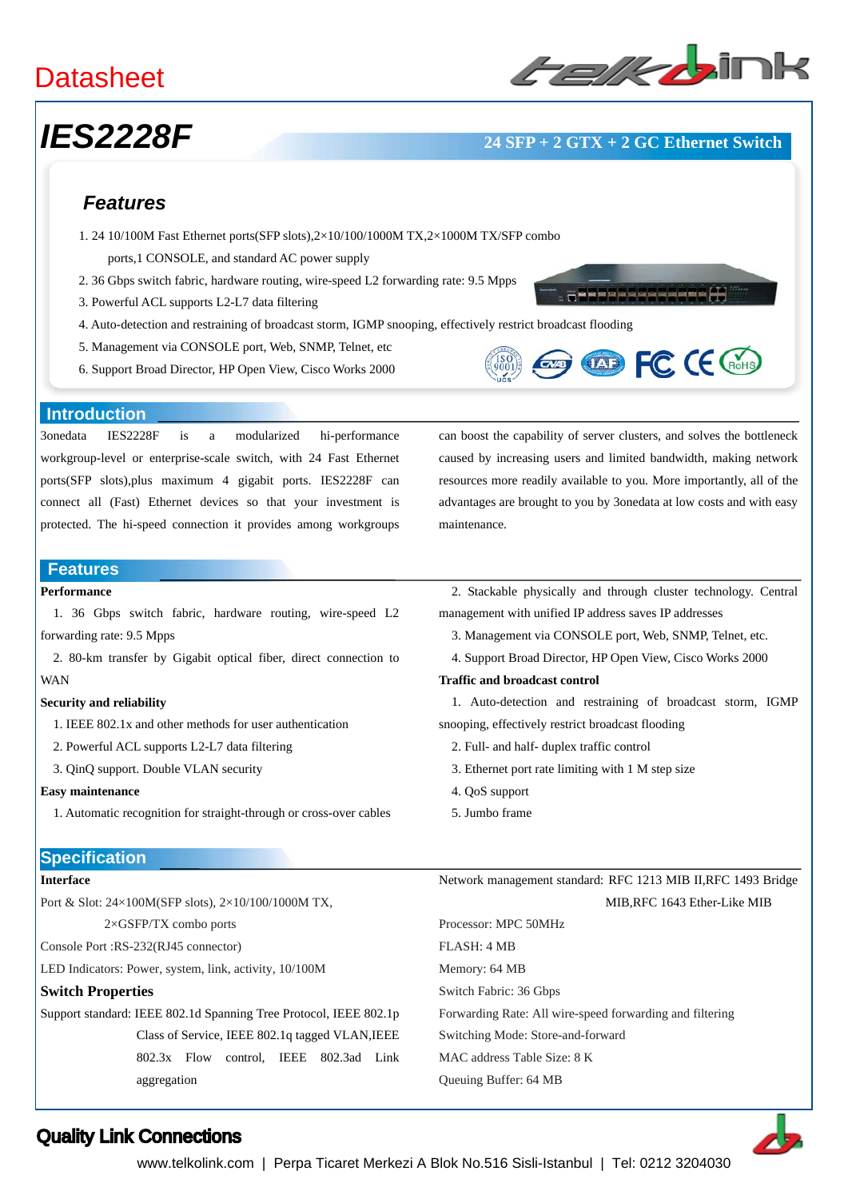# Datasheet

# IES2228F

**24 SFP + 2 GTX + 2 GC Ethernet Switch**

## Features

1. 24 10/100M Fast Ethernet ports(SFP slots),2×10/100/1000M TX,2×1000M TX/SFP combo ports,1 CONSOLE, and standard AC power supply
2. 36 Gbps switch fabric, hardware routing, wire-speed L2 forwarding rate: 9.5 Mpps
3. Powerful ACL supports L2-L7 data filtering
4. Auto-detection and restraining of broadcast storm, IGMP snooping, effectively restrict broadcast flooding
5. Management via CONSOLE port, Web, SNMP, Telnet, etc
6. Support Broad Director, HP Open View, Cisco Works 2000

## Introduction

3onedata IES2228F is a modularized hi-performance workgroup-level or enterprise-scale switch, with 24 Fast Ethernet ports(SFP slots),plus maximum 4 gigabit ports. IES2228F can connect all (Fast) Ethernet devices so that your investment is protected. The hi-speed connection it provides among workgroups can boost the capability of server clusters, and solves the bottleneck caused by increasing users and limited bandwidth, making network resources more readily available to you. More importantly, all of the advantages are brought to you by 3onedata at low costs and with easy maintenance.

## Features

**Performance**

1. 36 Gbps switch fabric, hardware routing, wire-speed L2 forwarding rate: 9.5 Mpps
2. 80-km transfer by Gigabit optical fiber, direct connection to WAN

**Security and reliability**

1. IEEE 802.1x and other methods for user authentication
2. Powerful ACL supports L2-L7 data filtering
3. QinQ support. Double VLAN security

**Easy maintenance**

1. Automatic recognition for straight-through or cross-over cables
2. Stackable physically and through cluster technology. Central management with unified IP address saves IP addresses
3. Management via CONSOLE port, Web, SNMP, Telnet, etc.
4. Support Broad Director, HP Open View, Cisco Works 2000

**Traffic and broadcast control**

1. Auto-detection and restraining of broadcast storm, IGMP snooping, effectively restrict broadcast flooding
2. Full- and half- duplex traffic control
3. Ethernet port rate limiting with 1 M step size
4. QoS support
5. Jumbo frame

## Specification

**Interface**

Port & Slot: 24×100M(SFP slots), 2×10/100/1000M TX, 2×GSFP/TX combo ports

Console Port :RS-232(RJ45 connector)

LED Indicators: Power, system, link, activity, 10/100M

**Switch Properties**

Support standard: IEEE 802.1d Spanning Tree Protocol, IEEE 802.1p Class of Service, IEEE 802.1q tagged VLAN,IEEE 802.3x Flow control, IEEE 802.3ad Link aggregation

Network management standard: RFC 1213 MIB II,RFC 1493 Bridge MIB,RFC 1643 Ether-Like MIB

Processor: MPC 50MHz

FLASH: 4 MB

Memory: 64 MB

Switch Fabric: 36 Gbps

Forwarding Rate: All wire-speed forwarding and filtering

Switching Mode: Store-and-forward

MAC address Table Size: 8 K

Queuing Buffer: 64 MB

**Quality Link Connections**

www.telkolink.com | Perpa Ticaret Merkezi A Blok No.516 Sisli-Istanbul | Tel: 0212 3204030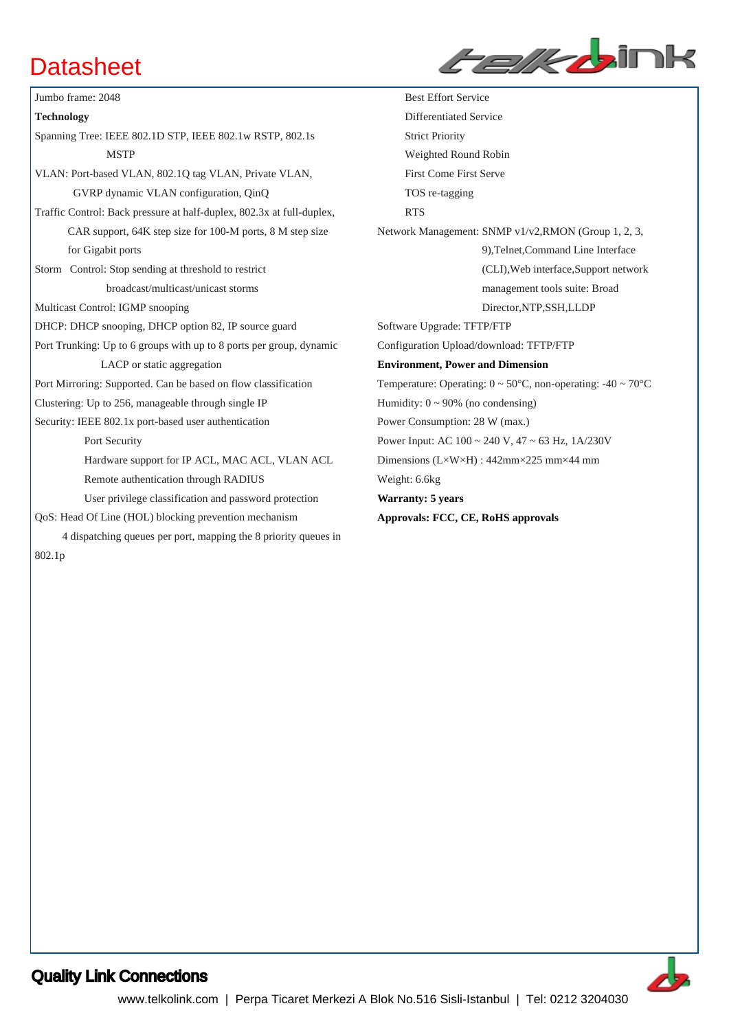# Datasheet

Jumbo frame: 2048

**Technology**

Spanning Tree: IEEE 802.1D STP, IEEE 802.1w RSTP, 802.1s MSTP

VLAN: Port-based VLAN, 802.1Q tag VLAN, Private VLAN, GVRP dynamic VLAN configuration, QinQ

Traffic Control: Back pressure at half-duplex, 802.3x at full-duplex, CAR support, 64K step size for 100-M ports, 8 M step size for Gigabit ports

Storm Control: Stop sending at threshold to restrict broadcast/multicast/unicast storms

Multicast Control: IGMP snooping

DHCP: DHCP snooping, DHCP option 82, IP source guard

Port Trunking: Up to 6 groups with up to 8 ports per group, dynamic LACP or static aggregation

Port Mirroring: Supported. Can be based on flow classification

Clustering: Up to 256, manageable through single IP

Security: IEEE 802.1x port-based user authentication

Port Security

Hardware support for IP ACL, MAC ACL, VLAN ACL

Remote authentication through RADIUS

User privilege classification and password protection

QoS: Head Of Line (HOL) blocking prevention mechanism

4 dispatching queues per port, mapping the 8 priority queues in 802.1p

Best Effort Service

Differentiated Service

Strict Priority

Weighted Round Robin

First Come First Serve

TOS re-tagging

RTS

Network Management: SNMP v1/v2,RMON (Group 1, 2, 3, 9),Telnet,Command Line Interface (CLI),Web interface,Support network management tools suite: Broad Director,NTP,SSH,LLDP

Software Upgrade: TFTP/FTP

Configuration Upload/download: TFTP/FTP

**Environment, Power and Dimension**

Temperature: Operating: 0 ~ 50°C, non-operating: -40 ~ 70°C

Humidity: 0 ~ 90% (no condensing)

Power Consumption: 28 W (max.)

Power Input: AC 100 ~ 240 V, 47 ~ 63 Hz, 1A/230V

Dimensions (L×W×H) : 442mm×225 mm×44 mm

Weight: 6.6kg

**Warranty: 5 years**

**Approvals: FCC, CE, RoHS approvals**